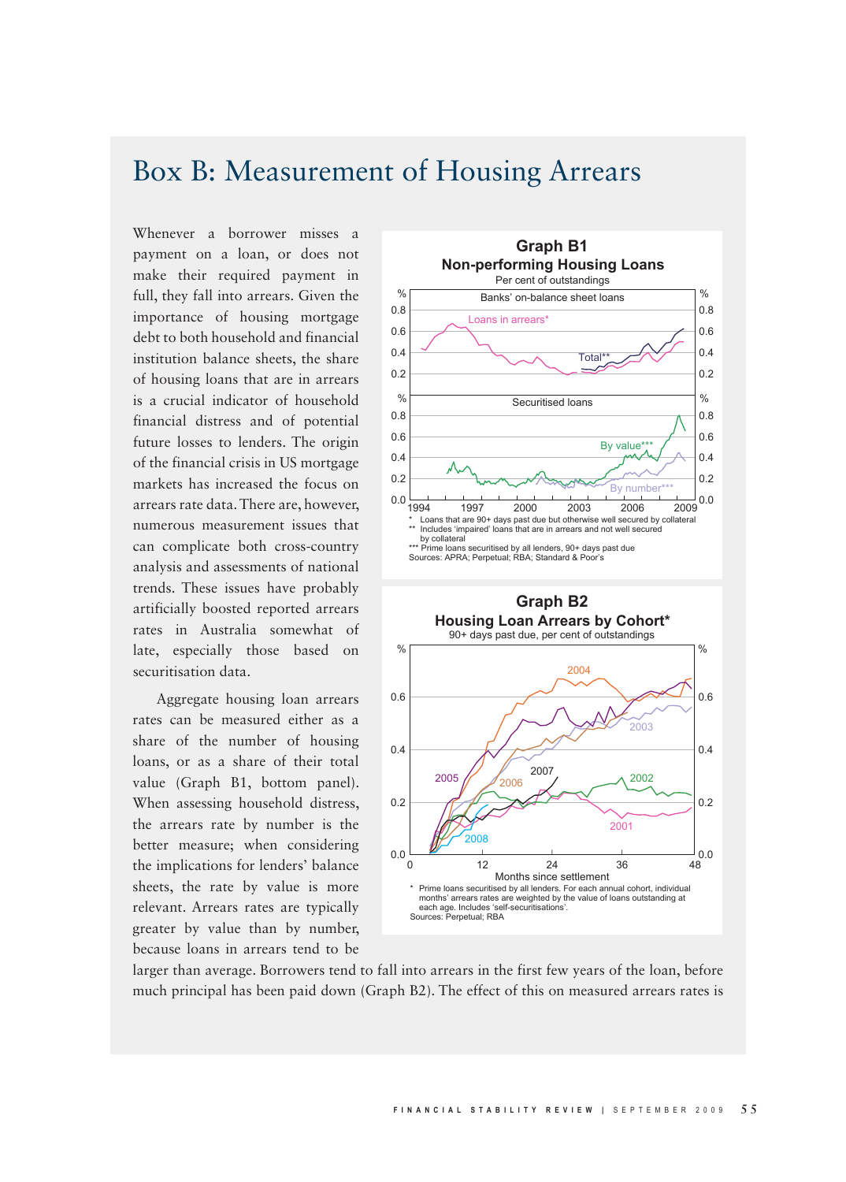# Box B: Measurement of Housing Arrears

Whenever a borrower misses a payment on a loan, or does not make their required payment in full, they fall into arrears. Given the importance of housing mortgage debt to both household and financial institution balance sheets, the share of housing loans that are in arrears is a crucial indicator of household financial distress and of potential future losses to lenders. The origin of the financial crisis in US mortgage markets has increased the focus on arrears rate data. There are, however, numerous measurement issues that can complicate both cross-country analysis and assessments of national trends. These issues have probably artificially boosted reported arrears rates in Australia somewhat of late, especially those based on securitisation data.

Aggregate housing loan arrears rates can be measured either as a share of the number of housing loans, or as a share of their total value (Graph B1, bottom panel). When assessing household distress, the arrears rate by number is the better measure; when considering the implications for lenders' balance sheets, the rate by value is more relevant. Arrears rates are typically greater by value than by number, because loans in arrears tend to be larger than average. Borrowers tend to fall into arrears in the first few years of the loan, before much principal has been paid down (Graph B2). The effect of this on measured arrears rates is

**Graph B1**
**Non-performing Housing Loans**
Per cent of outstandings

\* Loans that are 90+ days past due but otherwise well secured by collateral
\*\* Includes 'impaired' loans that are in arrears and not well secured by collateral
\*\*\* Prime loans securitised by all lenders, 90+ days past due
Sources: APRA; Perpetual; RBA; Standard & Poor's

**Graph B2**
**Housing Loan Arrears by Cohort\***
90+ days past due, per cent of outstandings

\* Prime loans securitised by all lenders. For each annual cohort, individual months' arrears rates are weighted by the value of loans outstanding at each age. Includes 'self-securitisations'.
Sources: Perpetual; RBA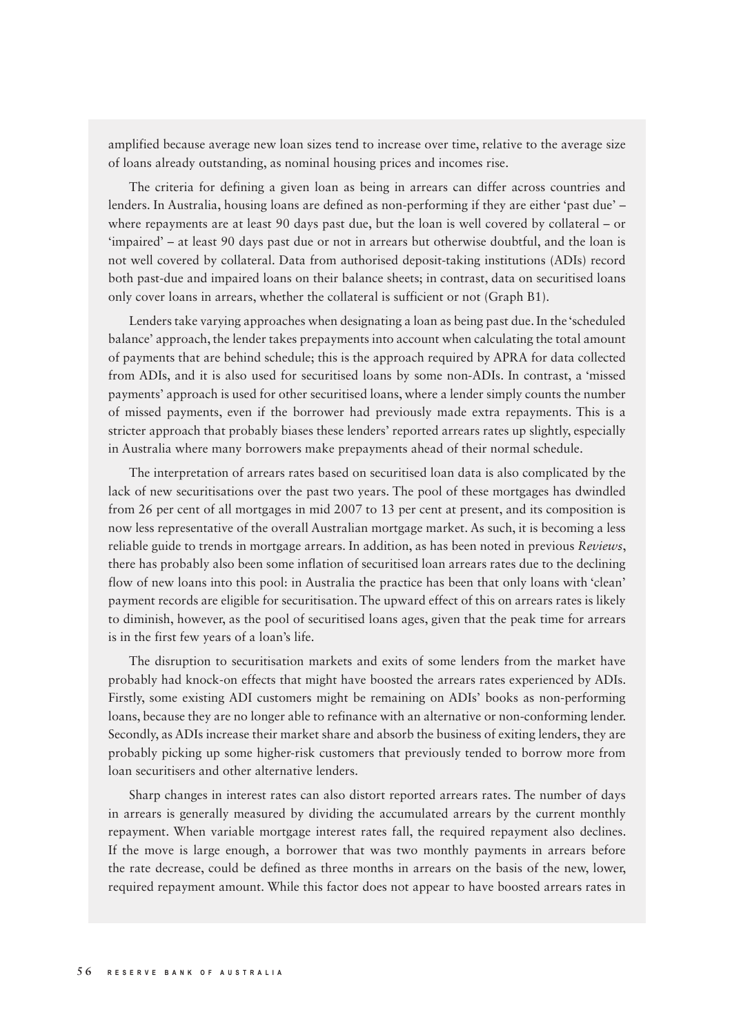amplified because average new loan sizes tend to increase over time, relative to the average size of loans already outstanding, as nominal housing prices and incomes rise.

The criteria for defining a given loan as being in arrears can differ across countries and lenders. In Australia, housing loans are defined as non-performing if they are either 'past due' – where repayments are at least 90 days past due, but the loan is well covered by collateral – or 'impaired' – at least 90 days past due or not in arrears but otherwise doubtful, and the loan is not well covered by collateral. Data from authorised deposit-taking institutions (ADIs) record both past-due and impaired loans on their balance sheets; in contrast, data on securitised loans only cover loans in arrears, whether the collateral is sufficient or not (Graph B1).

Lenders take varying approaches when designating a loan as being past due. In the 'scheduled balance' approach, the lender takes prepayments into account when calculating the total amount of payments that are behind schedule; this is the approach required by APRA for data collected from ADIs, and it is also used for securitised loans by some non-ADIs. In contrast, a 'missed payments' approach is used for other securitised loans, where a lender simply counts the number of missed payments, even if the borrower had previously made extra repayments. This is a stricter approach that probably biases these lenders' reported arrears rates up slightly, especially in Australia where many borrowers make prepayments ahead of their normal schedule.

The interpretation of arrears rates based on securitised loan data is also complicated by the lack of new securitisations over the past two years. The pool of these mortgages has dwindled from 26 per cent of all mortgages in mid 2007 to 13 per cent at present, and its composition is now less representative of the overall Australian mortgage market. As such, it is becoming a less reliable guide to trends in mortgage arrears. In addition, as has been noted in previous *Reviews*, there has probably also been some inflation of securitised loan arrears rates due to the declining flow of new loans into this pool: in Australia the practice has been that only loans with 'clean' payment records are eligible for securitisation. The upward effect of this on arrears rates is likely to diminish, however, as the pool of securitised loans ages, given that the peak time for arrears is in the first few years of a loan's life.

The disruption to securitisation markets and exits of some lenders from the market have probably had knock-on effects that might have boosted the arrears rates experienced by ADIs. Firstly, some existing ADI customers might be remaining on ADIs' books as non-performing loans, because they are no longer able to refinance with an alternative or non-conforming lender. Secondly, as ADIs increase their market share and absorb the business of exiting lenders, they are probably picking up some higher-risk customers that previously tended to borrow more from loan securitisers and other alternative lenders.

Sharp changes in interest rates can also distort reported arrears rates. The number of days in arrears is generally measured by dividing the accumulated arrears by the current monthly repayment. When variable mortgage interest rates fall, the required repayment also declines. If the move is large enough, a borrower that was two monthly payments in arrears before the rate decrease, could be defined as three months in arrears on the basis of the new, lower, required repayment amount. While this factor does not appear to have boosted arrears rates in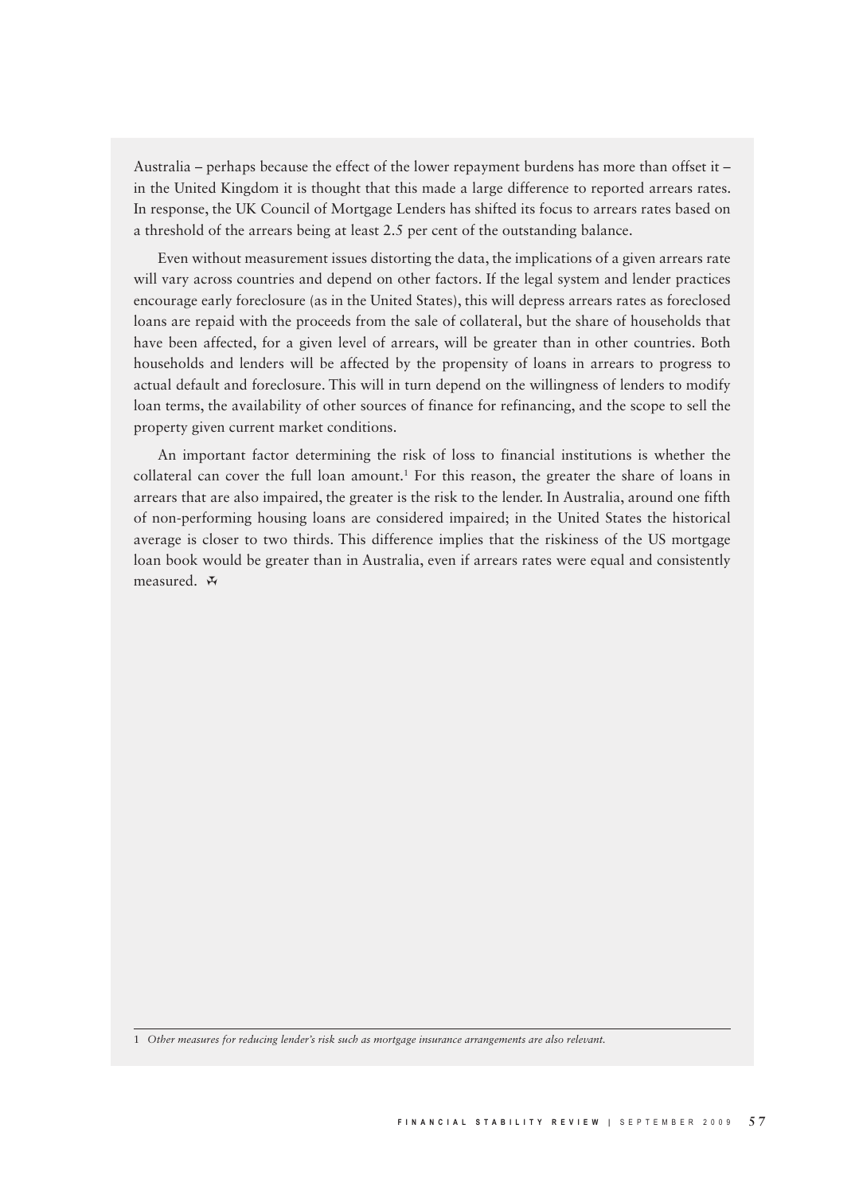Australia – perhaps because the effect of the lower repayment burdens has more than offset it – in the United Kingdom it is thought that this made a large difference to reported arrears rates. In response, the UK Council of Mortgage Lenders has shifted its focus to arrears rates based on a threshold of the arrears being at least 2.5 per cent of the outstanding balance.

Even without measurement issues distorting the data, the implications of a given arrears rate will vary across countries and depend on other factors. If the legal system and lender practices encourage early foreclosure (as in the United States), this will depress arrears rates as foreclosed loans are repaid with the proceeds from the sale of collateral, but the share of households that have been affected, for a given level of arrears, will be greater than in other countries. Both households and lenders will be affected by the propensity of loans in arrears to progress to actual default and foreclosure. This will in turn depend on the willingness of lenders to modify loan terms, the availability of other sources of finance for refinancing, and the scope to sell the property given current market conditions.

An important factor determining the risk of loss to financial institutions is whether the collateral can cover the full loan amount.[1] For this reason, the greater the share of loans in arrears that are also impaired, the greater is the risk to the lender. In Australia, around one fifth of non-performing housing loans are considered impaired; in the United States the historical average is closer to two thirds. This difference implies that the riskiness of the US mortgage loan book would be greater than in Australia, even if arrears rates were equal and consistently measured.

---

1 *Other measures for reducing lender's risk such as mortgage insurance arrangements are also relevant.*